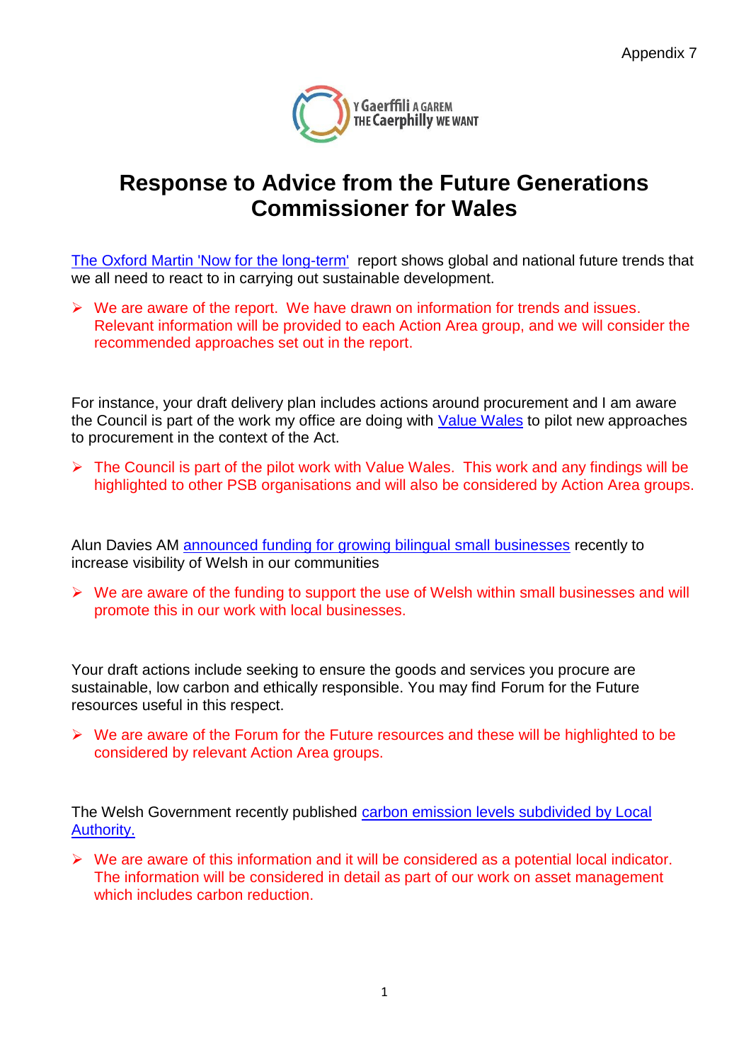Appendix 7

Y Gaerffili A GAREM
THE Caerphilly WE WANT

# Response to Advice from the Future Generations Commissioner for Wales

[The Oxford Martin 'Now for the long-term'](#) report shows global and national future trends that we all need to react to in carrying out sustainable development.

- We are aware of the report. We have drawn on information for trends and issues. Relevant information will be provided to each Action Area group, and we will consider the recommended approaches set out in the report.

For instance, your draft delivery plan includes actions around procurement and I am aware the Council is part of the work my office are doing with [Value Wales](#) to pilot new approaches to procurement in the context of the Act.

- The Council is part of the pilot work with Value Wales. This work and any findings will be highlighted to other PSB organisations and will also be considered by Action Area groups.

Alun Davies AM [announced funding for growing bilingual small businesses](#) recently to increase visibility of Welsh in our communities

- We are aware of the funding to support the use of Welsh within small businesses and will promote this in our work with local businesses.

Your draft actions include seeking to ensure the goods and services you procure are sustainable, low carbon and ethically responsible. You may find Forum for the Future resources useful in this respect.

- We are aware of the Forum for the Future resources and these will be highlighted to be considered by relevant Action Area groups.

The Welsh Government recently published [carbon emission levels subdivided by Local Authority.](#)

- We are aware of this information and it will be considered as a potential local indicator. The information will be considered in detail as part of our work on asset management which includes carbon reduction.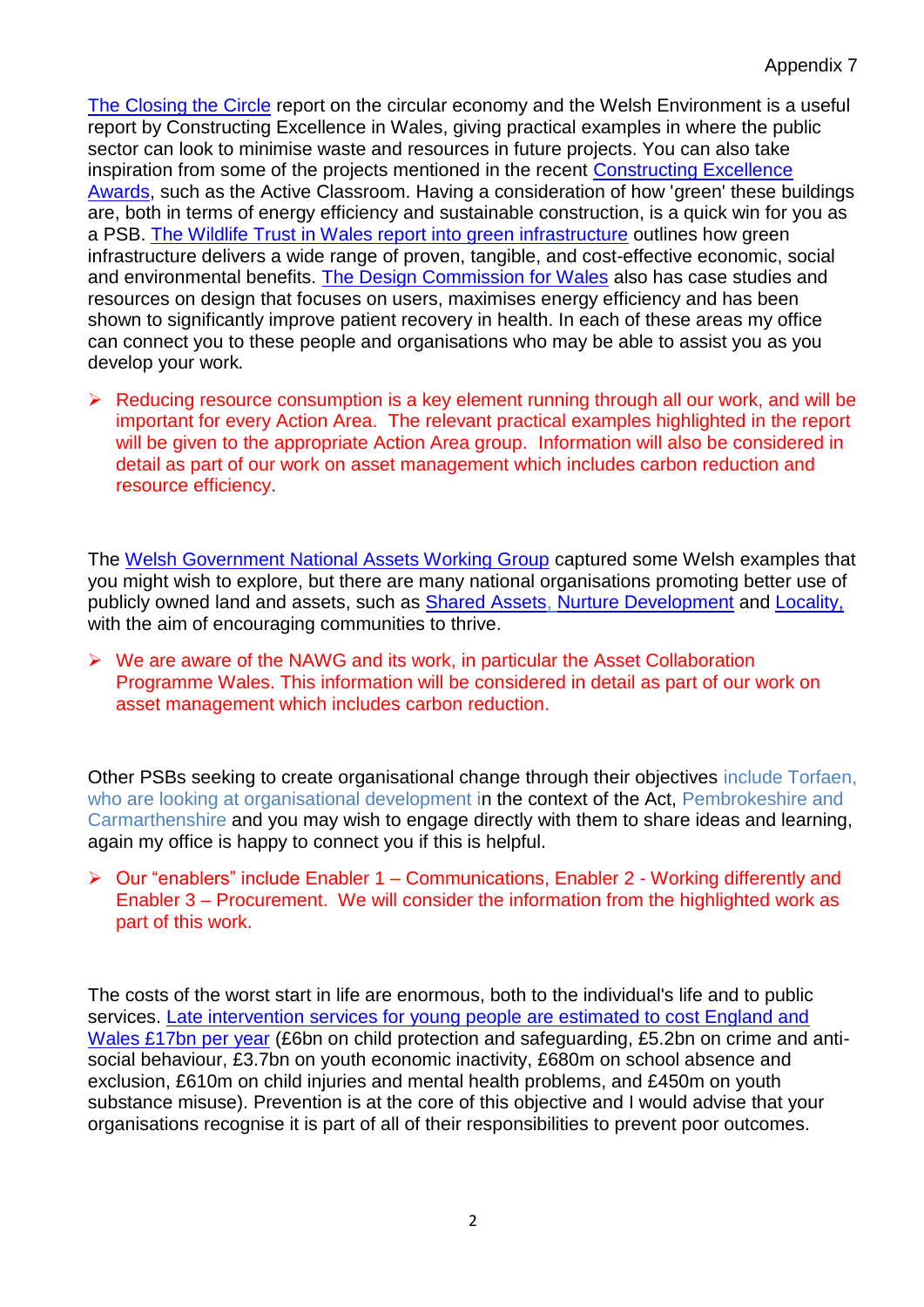The Closing the Circle report on the circular economy and the Welsh Environment is a useful report by Constructing Excellence in Wales, giving practical examples in where the public sector can look to minimise waste and resources in future projects. You can also take inspiration from some of the projects mentioned in the recent Constructing Excellence Awards, such as the Active Classroom. Having a consideration of how 'green' these buildings are, both in terms of energy efficiency and sustainable construction, is a quick win for you as a PSB. The Wildlife Trust in Wales report into green infrastructure outlines how green infrastructure delivers a wide range of proven, tangible, and cost-effective economic, social and environmental benefits. The Design Commission for Wales also has case studies and resources on design that focuses on users, maximises energy efficiency and has been shown to significantly improve patient recovery in health. In each of these areas my office can connect you to these people and organisations who may be able to assist you as you develop your work*.*

- Reducing resource consumption is a key element running through all our work, and will be important for every Action Area. The relevant practical examples highlighted in the report will be given to the appropriate Action Area group. Information will also be considered in detail as part of our work on asset management which includes carbon reduction and resource efficiency.

The Welsh Government National Assets Working Group captured some Welsh examples that you might wish to explore, but there are many national organisations promoting better use of publicly owned land and assets, such as Shared Assets, Nurture Development and Locality, with the aim of encouraging communities to thrive.

- We are aware of the NAWG and its work, in particular the Asset Collaboration Programme Wales. This information will be considered in detail as part of our work on asset management which includes carbon reduction.

Other PSBs seeking to create organisational change through their objectives include Torfaen, who are looking at organisational development in the context of the Act, Pembrokeshire and Carmarthenshire and you may wish to engage directly with them to share ideas and learning, again my office is happy to connect you if this is helpful.

- Our "enablers" include Enabler 1 – Communications, Enabler 2 - Working differently and Enabler 3 – Procurement. We will consider the information from the highlighted work as part of this work.

The costs of the worst start in life are enormous, both to the individual's life and to public services. Late intervention services for young people are estimated to cost England and Wales £17bn per year (£6bn on child protection and safeguarding, £5.2bn on crime and anti-social behaviour, £3.7bn on youth economic inactivity, £680m on school absence and exclusion, £610m on child injuries and mental health problems, and £450m on youth substance misuse). Prevention is at the core of this objective and I would advise that your organisations recognise it is part of all of their responsibilities to prevent poor outcomes.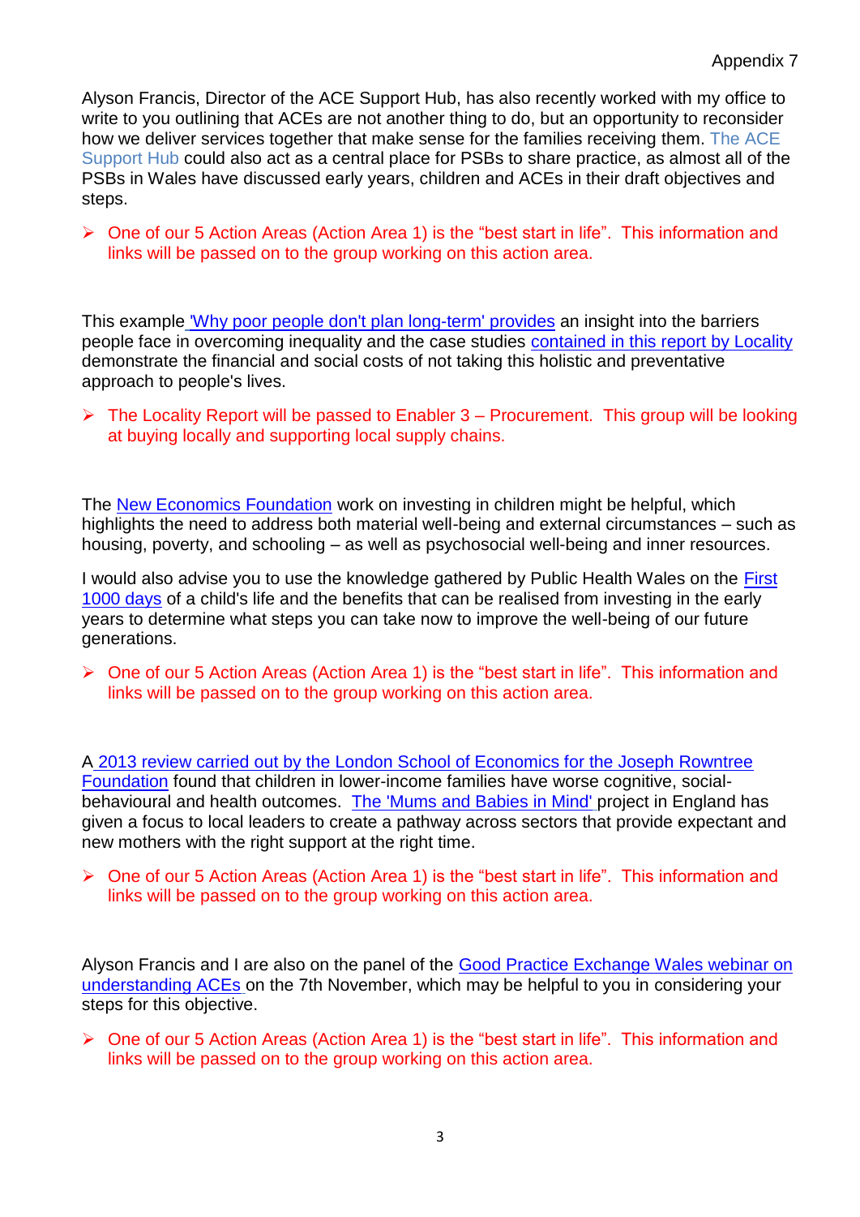Alyson Francis, Director of the ACE Support Hub, has also recently worked with my office to write to you outlining that ACEs are not another thing to do, but an opportunity to reconsider how we deliver services together that make sense for the families receiving them. The ACE Support Hub could also act as a central place for PSBs to share practice, as almost all of the PSBs in Wales have discussed early years, children and ACEs in their draft objectives and steps.

- One of our 5 Action Areas (Action Area 1) is the "best start in life". This information and links will be passed on to the group working on this action area.

This example 'Why poor people don't plan long-term' provides an insight into the barriers people face in overcoming inequality and the case studies contained in this report by Locality demonstrate the financial and social costs of not taking this holistic and preventative approach to people's lives.

- The Locality Report will be passed to Enabler 3 – Procurement. This group will be looking at buying locally and supporting local supply chains.

The New Economics Foundation work on investing in children might be helpful, which highlights the need to address both material well-being and external circumstances – such as housing, poverty, and schooling – as well as psychosocial well-being and inner resources.

I would also advise you to use the knowledge gathered by Public Health Wales on the First 1000 days of a child's life and the benefits that can be realised from investing in the early years to determine what steps you can take now to improve the well-being of our future generations.

- One of our 5 Action Areas (Action Area 1) is the "best start in life". This information and links will be passed on to the group working on this action area.

A 2013 review carried out by the London School of Economics for the Joseph Rowntree Foundation found that children in lower-income families have worse cognitive, social-behavioural and health outcomes. The 'Mums and Babies in Mind' project in England has given a focus to local leaders to create a pathway across sectors that provide expectant and new mothers with the right support at the right time.

- One of our 5 Action Areas (Action Area 1) is the "best start in life". This information and links will be passed on to the group working on this action area.

Alyson Francis and I are also on the panel of the Good Practice Exchange Wales webinar on understanding ACEs on the 7th November, which may be helpful to you in considering your steps for this objective.

- One of our 5 Action Areas (Action Area 1) is the "best start in life". This information and links will be passed on to the group working on this action area.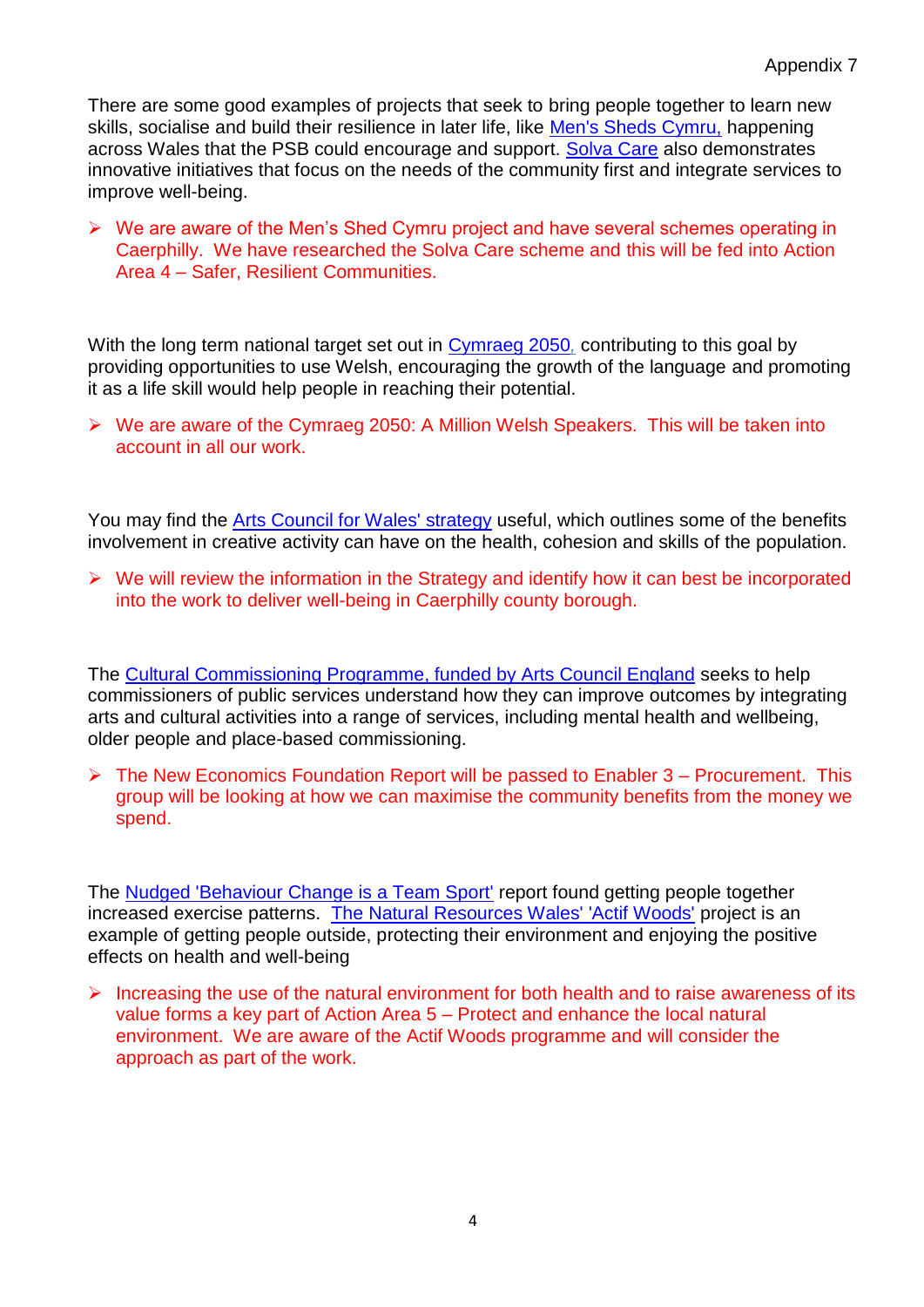There are some good examples of projects that seek to bring people together to learn new skills, socialise and build their resilience in later life, like Men's Sheds Cymru, happening across Wales that the PSB could encourage and support. Solva Care also demonstrates innovative initiatives that focus on the needs of the community first and integrate services to improve well-being.

- We are aware of the Men's Shed Cymru project and have several schemes operating in Caerphilly. We have researched the Solva Care scheme and this will be fed into Action Area 4 – Safer, Resilient Communities.

With the long term national target set out in Cymraeg 2050, contributing to this goal by providing opportunities to use Welsh, encouraging the growth of the language and promoting it as a life skill would help people in reaching their potential.

- We are aware of the Cymraeg 2050: A Million Welsh Speakers. This will be taken into account in all our work.

You may find the Arts Council for Wales' strategy useful, which outlines some of the benefits involvement in creative activity can have on the health, cohesion and skills of the population.

- We will review the information in the Strategy and identify how it can best be incorporated into the work to deliver well-being in Caerphilly county borough.

The Cultural Commissioning Programme, funded by Arts Council England seeks to help commissioners of public services understand how they can improve outcomes by integrating arts and cultural activities into a range of services, including mental health and wellbeing, older people and place-based commissioning.

- The New Economics Foundation Report will be passed to Enabler 3 – Procurement. This group will be looking at how we can maximise the community benefits from the money we spend.

The Nudged 'Behaviour Change is a Team Sport' report found getting people together increased exercise patterns. The Natural Resources Wales' 'Actif Woods' project is an example of getting people outside, protecting their environment and enjoying the positive effects on health and well-being

- Increasing the use of the natural environment for both health and to raise awareness of its value forms a key part of Action Area 5 – Protect and enhance the local natural environment. We are aware of the Actif Woods programme and will consider the approach as part of the work.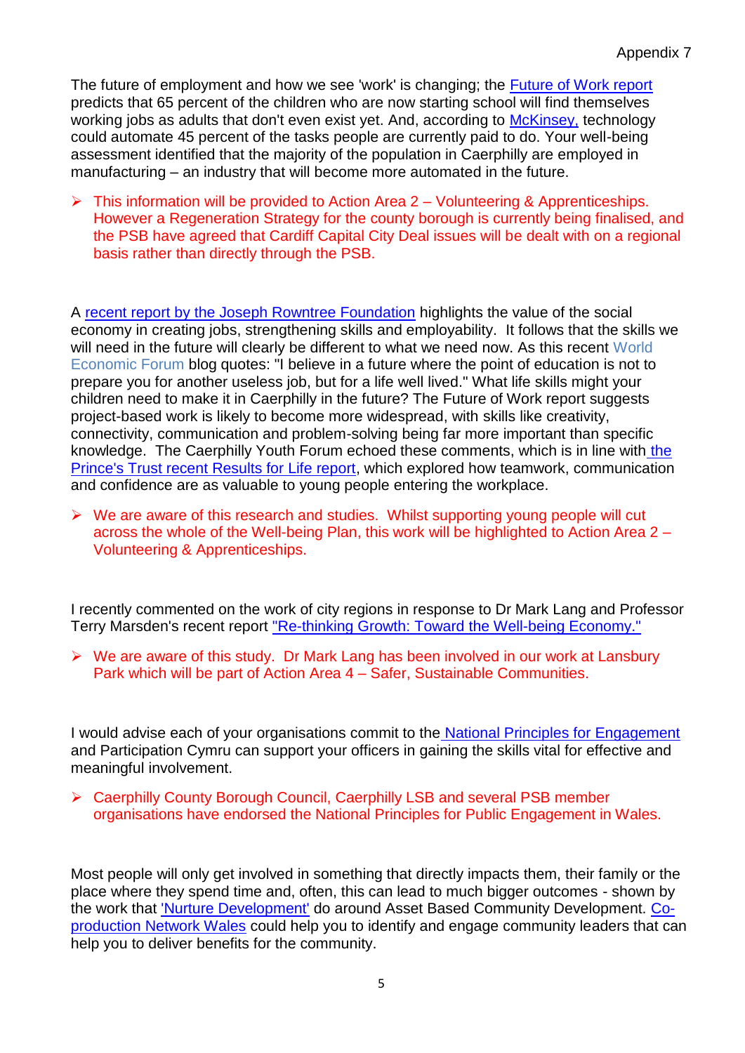The future of employment and how we see 'work' is changing; the Future of Work report predicts that 65 percent of the children who are now starting school will find themselves working jobs as adults that don't even exist yet. And, according to McKinsey, technology could automate 45 percent of the tasks people are currently paid to do. Your well-being assessment identified that the majority of the population in Caerphilly are employed in manufacturing – an industry that will become more automated in the future.

- This information will be provided to Action Area 2 – Volunteering & Apprenticeships. However a Regeneration Strategy for the county borough is currently being finalised, and the PSB have agreed that Cardiff Capital City Deal issues will be dealt with on a regional basis rather than directly through the PSB.

A recent report by the Joseph Rowntree Foundation highlights the value of the social economy in creating jobs, strengthening skills and employability. It follows that the skills we will need in the future will clearly be different to what we need now. As this recent World Economic Forum blog quotes: "I believe in a future where the point of education is not to prepare you for another useless job, but for a life well lived." What life skills might your children need to make it in Caerphilly in the future? The Future of Work report suggests project-based work is likely to become more widespread, with skills like creativity, connectivity, communication and problem-solving being far more important than specific knowledge. The Caerphilly Youth Forum echoed these comments, which is in line with the Prince's Trust recent Results for Life report, which explored how teamwork, communication and confidence are as valuable to young people entering the workplace.

- We are aware of this research and studies. Whilst supporting young people will cut across the whole of the Well-being Plan, this work will be highlighted to Action Area 2 – Volunteering & Apprenticeships.

I recently commented on the work of city regions in response to Dr Mark Lang and Professor Terry Marsden's recent report "Re-thinking Growth: Toward the Well-being Economy."

- We are aware of this study. Dr Mark Lang has been involved in our work at Lansbury Park which will be part of Action Area 4 – Safer, Sustainable Communities.

I would advise each of your organisations commit to the National Principles for Engagement and Participation Cymru can support your officers in gaining the skills vital for effective and meaningful involvement.

- Caerphilly County Borough Council, Caerphilly LSB and several PSB member organisations have endorsed the National Principles for Public Engagement in Wales.

Most people will only get involved in something that directly impacts them, their family or the place where they spend time and, often, this can lead to much bigger outcomes - shown by the work that 'Nurture Development' do around Asset Based Community Development. Co-production Network Wales could help you to identify and engage community leaders that can help you to deliver benefits for the community.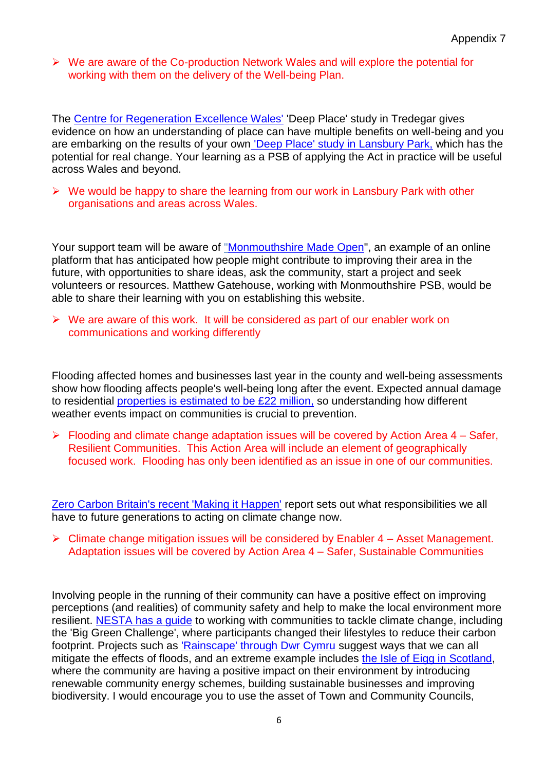- We are aware of the Co-production Network Wales and will explore the potential for working with them on the delivery of the Well-being Plan.

The Centre for Regeneration Excellence Wales' 'Deep Place' study in Tredegar gives evidence on how an understanding of place can have multiple benefits on well-being and you are embarking on the results of your own 'Deep Place' study in Lansbury Park, which has the potential for real change. Your learning as a PSB of applying the Act in practice will be useful across Wales and beyond.

- We would be happy to share the learning from our work in Lansbury Park with other organisations and areas across Wales.

Your support team will be aware of "Monmouthshire Made Open", an example of an online platform that has anticipated how people might contribute to improving their area in the future, with opportunities to share ideas, ask the community, start a project and seek volunteers or resources. Matthew Gatehouse, working with Monmouthshire PSB, would be able to share their learning with you on establishing this website.

- We are aware of this work. It will be considered as part of our enabler work on communications and working differently

Flooding affected homes and businesses last year in the county and well-being assessments show how flooding affects people's well-being long after the event. Expected annual damage to residential properties is estimated to be £22 million, so understanding how different weather events impact on communities is crucial to prevention.

- Flooding and climate change adaptation issues will be covered by Action Area 4 – Safer, Resilient Communities. This Action Area will include an element of geographically focused work. Flooding has only been identified as an issue in one of our communities.

Zero Carbon Britain's recent 'Making it Happen' report sets out what responsibilities we all have to future generations to acting on climate change now.

- Climate change mitigation issues will be considered by Enabler 4 – Asset Management. Adaptation issues will be covered by Action Area 4 – Safer, Sustainable Communities

Involving people in the running of their community can have a positive effect on improving perceptions (and realities) of community safety and help to make the local environment more resilient. NESTA has a guide to working with communities to tackle climate change, including the 'Big Green Challenge', where participants changed their lifestyles to reduce their carbon footprint. Projects such as 'Rainscape' through Dwr Cymru suggest ways that we can all mitigate the effects of floods, and an extreme example includes the Isle of Eigg in Scotland, where the community are having a positive impact on their environment by introducing renewable community energy schemes, building sustainable businesses and improving biodiversity. I would encourage you to use the asset of Town and Community Councils,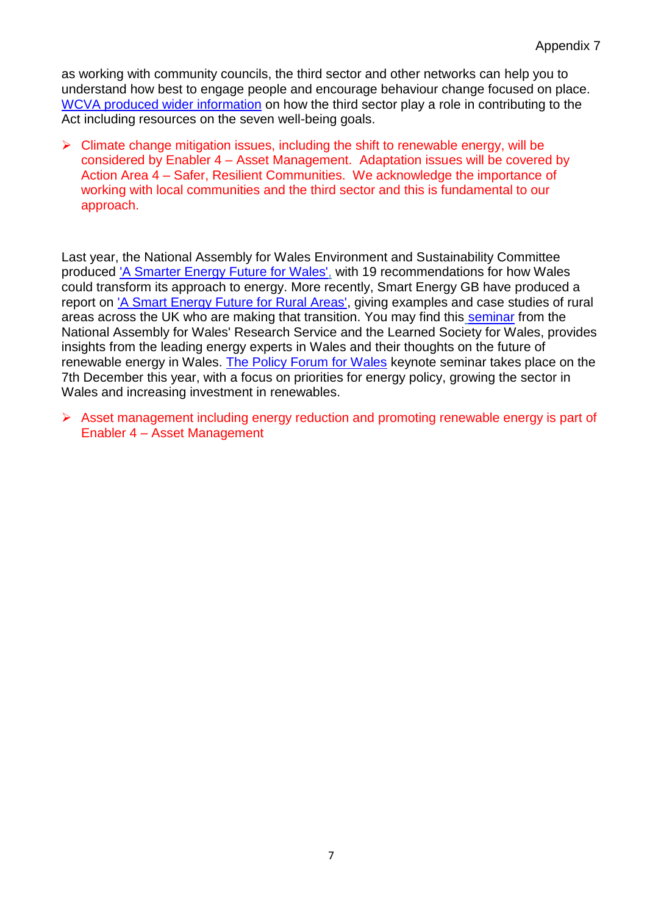as working with community councils, the third sector and other networks can help you to understand how best to engage people and encourage behaviour change focused on place. WCVA produced wider information on how the third sector play a role in contributing to the Act including resources on the seven well-being goals.

- Climate change mitigation issues, including the shift to renewable energy, will be considered by Enabler 4 – Asset Management. Adaptation issues will be covered by Action Area 4 – Safer, Resilient Communities. We acknowledge the importance of working with local communities and the third sector and this is fundamental to our approach.

Last year, the National Assembly for Wales Environment and Sustainability Committee produced 'A Smarter Energy Future for Wales', with 19 recommendations for how Wales could transform its approach to energy. More recently, Smart Energy GB have produced a report on 'A Smart Energy Future for Rural Areas', giving examples and case studies of rural areas across the UK who are making that transition. You may find this seminar from the National Assembly for Wales' Research Service and the Learned Society for Wales, provides insights from the leading energy experts in Wales and their thoughts on the future of renewable energy in Wales. The Policy Forum for Wales keynote seminar takes place on the 7th December this year, with a focus on priorities for energy policy, growing the sector in Wales and increasing investment in renewables.

- Asset management including energy reduction and promoting renewable energy is part of Enabler 4 – Asset Management